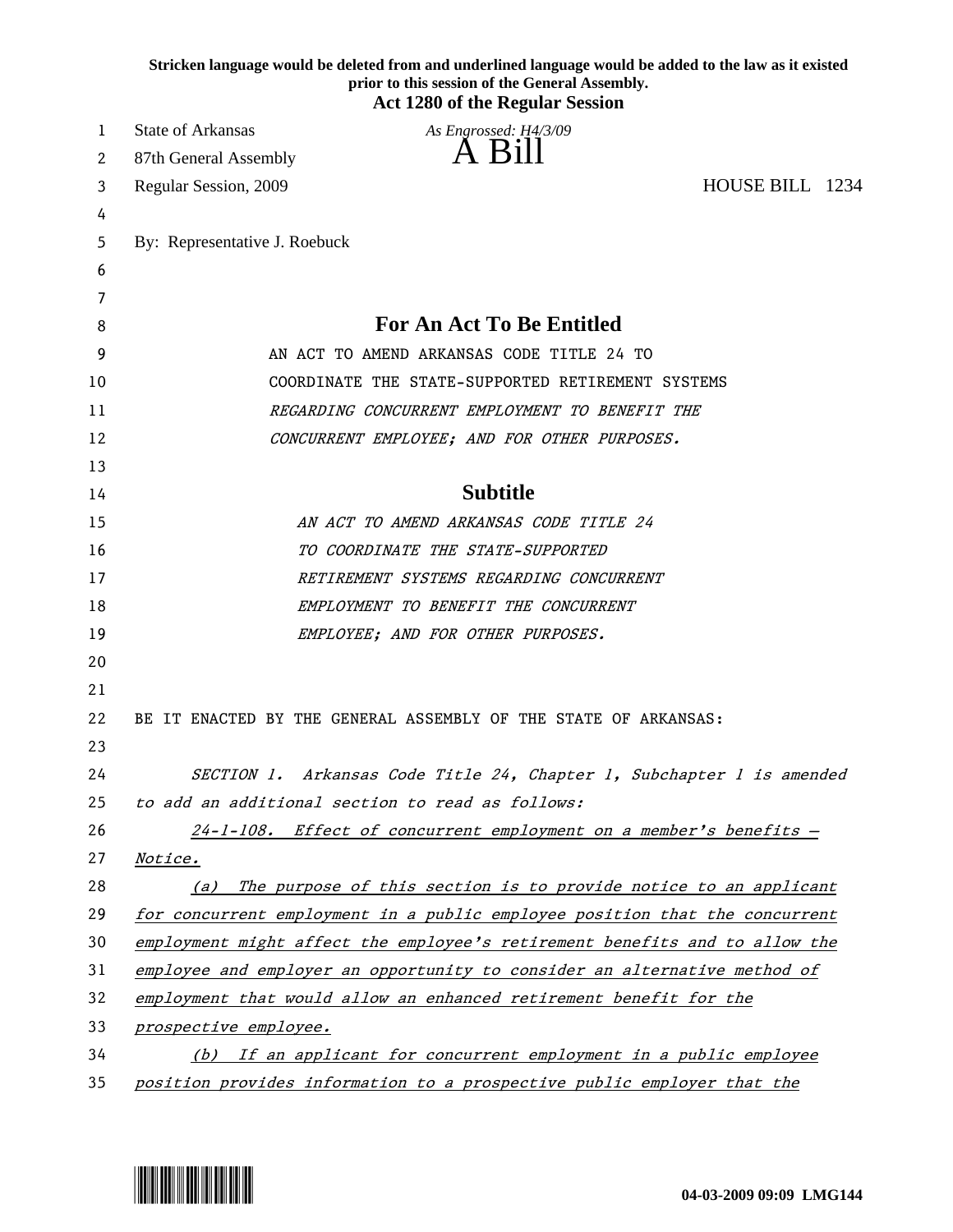**Stricken language would be deleted from and underlined language would be added to the law as it existed prior to this session of the General Assembly.**
**Act 1280 of the Regular Session**

State of Arkansas
*As Engrossed: H4/3/09*
87th General Assembly

# A Bill

Regular Session, 2009 HOUSE BILL 1234

By: Representative J. Roebuck

## For An Act To Be Entitled

AN ACT TO AMEND ARKANSAS CODE TITLE 24 TO COORDINATE THE STATE-SUPPORTED RETIREMENT SYSTEMS *REGARDING CONCURRENT EMPLOYMENT TO BENEFIT THE CONCURRENT EMPLOYEE; AND FOR OTHER PURPOSES.*

## Subtitle

*AN ACT TO AMEND ARKANSAS CODE TITLE 24 TO COORDINATE THE STATE-SUPPORTED RETIREMENT SYSTEMS REGARDING CONCURRENT EMPLOYMENT TO BENEFIT THE CONCURRENT EMPLOYEE; AND FOR OTHER PURPOSES.*

BE IT ENACTED BY THE GENERAL ASSEMBLY OF THE STATE OF ARKANSAS:

*SECTION 1. Arkansas Code Title 24, Chapter 1, Subchapter 1 is amended to add an additional section to read as follows:*

*24-1-108. Effect of concurrent employment on a member's benefits — Notice.*

*(a) The purpose of this section is to provide notice to an applicant for concurrent employment in a public employee position that the concurrent employment might affect the employee's retirement benefits and to allow the employee and employer an opportunity to consider an alternative method of employment that would allow an enhanced retirement benefit for the prospective employee.*

*(b) If an applicant for concurrent employment in a public employee position provides information to a prospective public employer that the*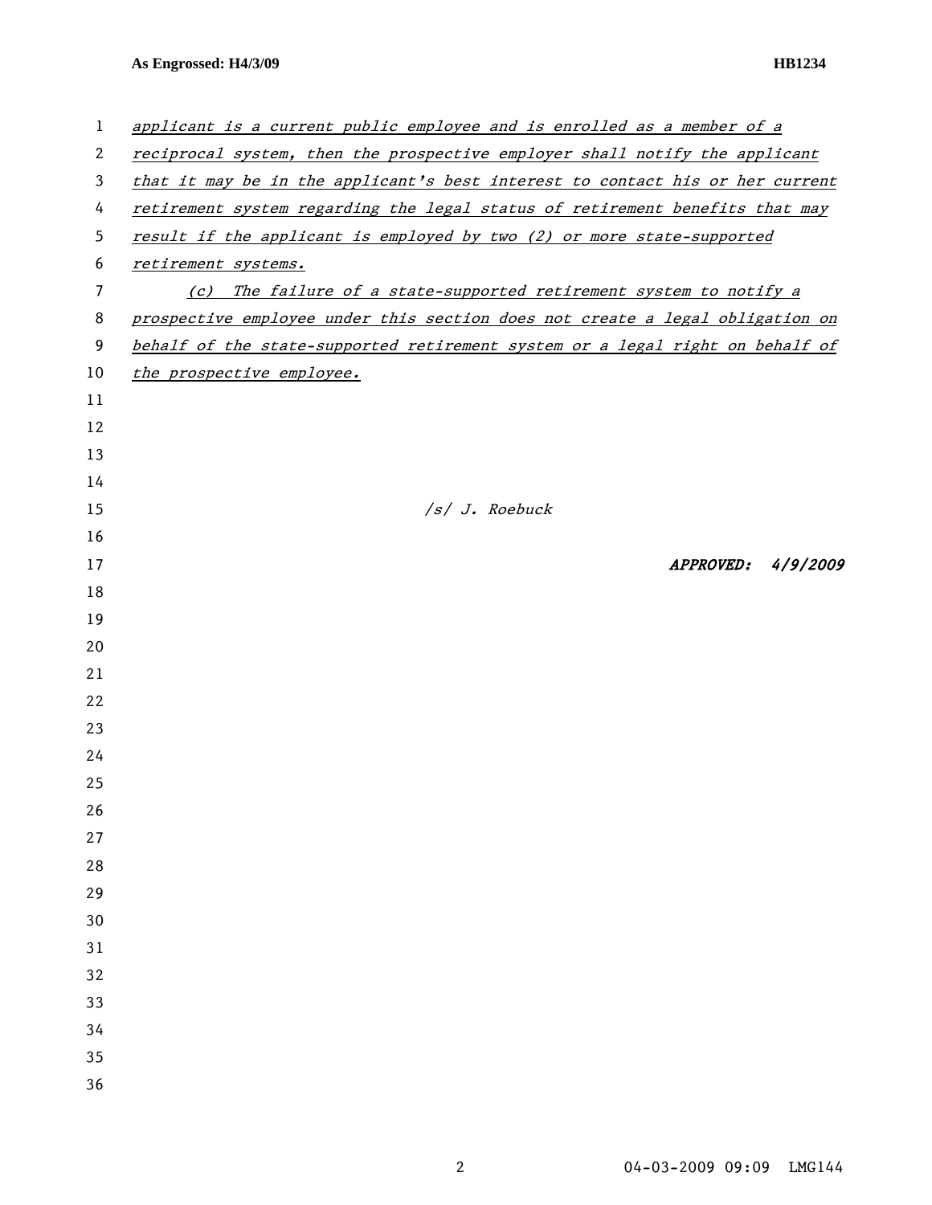*applicant is a current public employee and is enrolled as a member of a reciprocal system, then the prospective employer shall notify the applicant that it may be in the applicant's best interest to contact his or her current retirement system regarding the legal status of retirement benefits that may result if the applicant is employed by two (2) or more state-supported retirement systems.*

*(c) The failure of a state-supported retirement system to notify a prospective employee under this section does not create a legal obligation on behalf of the state-supported retirement system or a legal right on behalf of the prospective employee.*

*/s/ J. Roebuck*

***APPROVED: 4/9/2009***